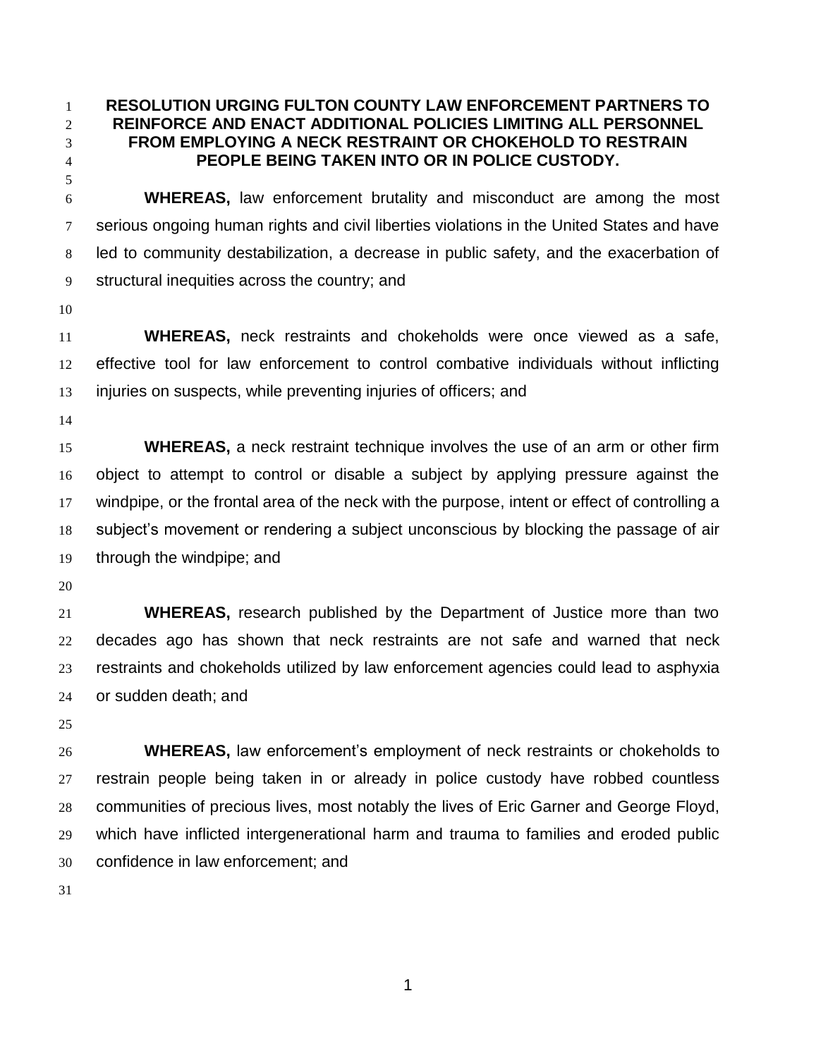# RESOLUTION URGING FULTON COUNTY LAW ENFORCEMENT PARTNERS TO REINFORCE AND ENACT ADDITIONAL POLICIES LIMITING ALL PERSONNEL FROM EMPLOYING A NECK RESTRAINT OR CHOKEHOLD TO RESTRAIN PEOPLE BEING TAKEN INTO OR IN POLICE CUSTODY.

**WHEREAS,** law enforcement brutality and misconduct are among the most serious ongoing human rights and civil liberties violations in the United States and have led to community destabilization, a decrease in public safety, and the exacerbation of structural inequities across the country; and

**WHEREAS,** neck restraints and chokeholds were once viewed as a safe, effective tool for law enforcement to control combative individuals without inflicting injuries on suspects, while preventing injuries of officers; and

**WHEREAS,** a neck restraint technique involves the use of an arm or other firm object to attempt to control or disable a subject by applying pressure against the windpipe, or the frontal area of the neck with the purpose, intent or effect of controlling a subject's movement or rendering a subject unconscious by blocking the passage of air through the windpipe; and

**WHEREAS,** research published by the Department of Justice more than two decades ago has shown that neck restraints are not safe and warned that neck restraints and chokeholds utilized by law enforcement agencies could lead to asphyxia or sudden death; and

**WHEREAS,** law enforcement's employment of neck restraints or chokeholds to restrain people being taken in or already in police custody have robbed countless communities of precious lives, most notably the lives of Eric Garner and George Floyd, which have inflicted intergenerational harm and trauma to families and eroded public confidence in law enforcement; and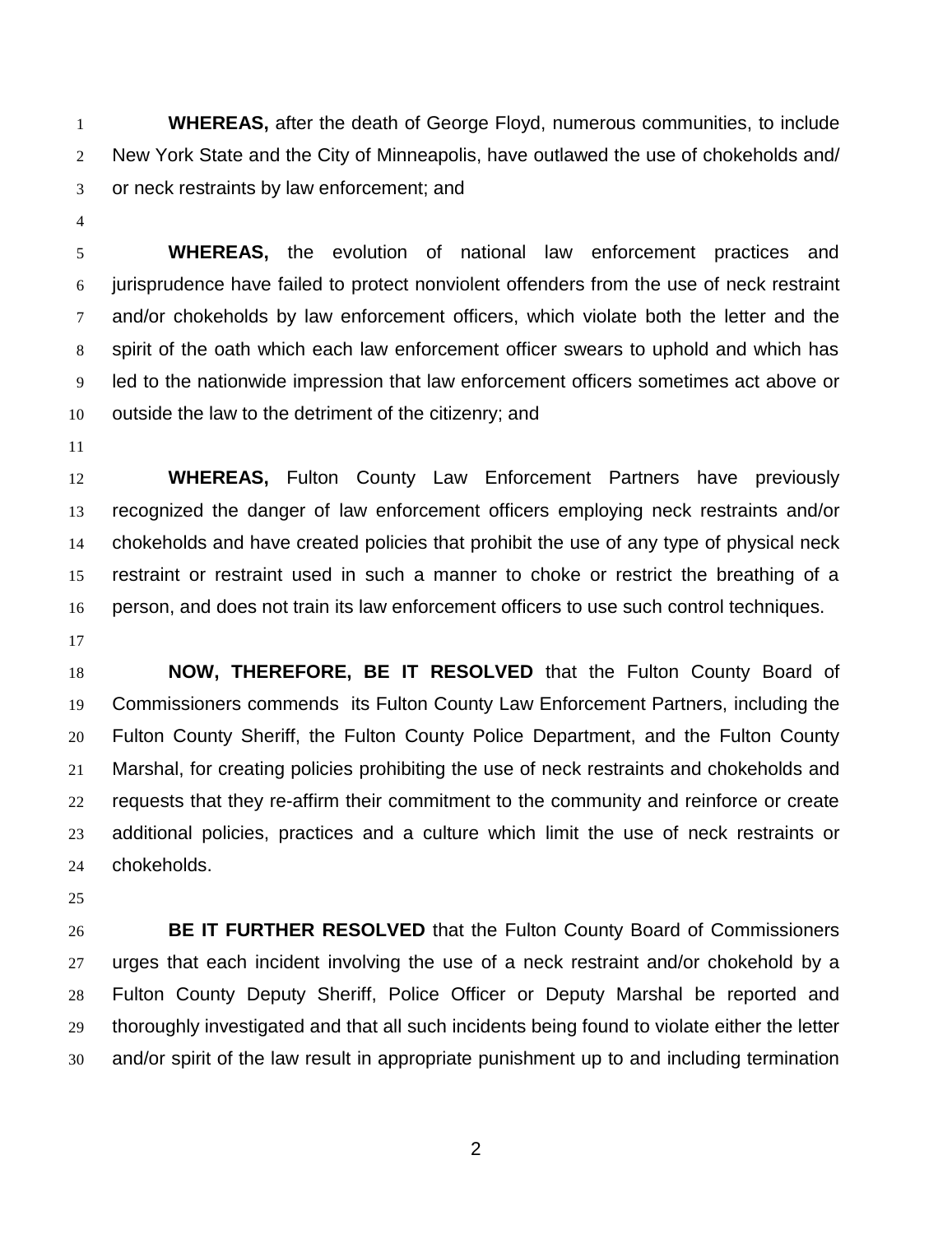**WHEREAS,** after the death of George Floyd, numerous communities, to include New York State and the City of Minneapolis, have outlawed the use of chokeholds and/ or neck restraints by law enforcement; and

**WHEREAS,** the evolution of national law enforcement practices and jurisprudence have failed to protect nonviolent offenders from the use of neck restraint and/or chokeholds by law enforcement officers, which violate both the letter and the spirit of the oath which each law enforcement officer swears to uphold and which has led to the nationwide impression that law enforcement officers sometimes act above or outside the law to the detriment of the citizenry; and

**WHEREAS,** Fulton County Law Enforcement Partners have previously recognized the danger of law enforcement officers employing neck restraints and/or chokeholds and have created policies that prohibit the use of any type of physical neck restraint or restraint used in such a manner to choke or restrict the breathing of a person, and does not train its law enforcement officers to use such control techniques.

**NOW, THEREFORE, BE IT RESOLVED** that the Fulton County Board of Commissioners commends its Fulton County Law Enforcement Partners, including the Fulton County Sheriff, the Fulton County Police Department, and the Fulton County Marshal, for creating policies prohibiting the use of neck restraints and chokeholds and requests that they re-affirm their commitment to the community and reinforce or create additional policies, practices and a culture which limit the use of neck restraints or chokeholds.

**BE IT FURTHER RESOLVED** that the Fulton County Board of Commissioners urges that each incident involving the use of a neck restraint and/or chokehold by a Fulton County Deputy Sheriff, Police Officer or Deputy Marshal be reported and thoroughly investigated and that all such incidents being found to violate either the letter and/or spirit of the law result in appropriate punishment up to and including termination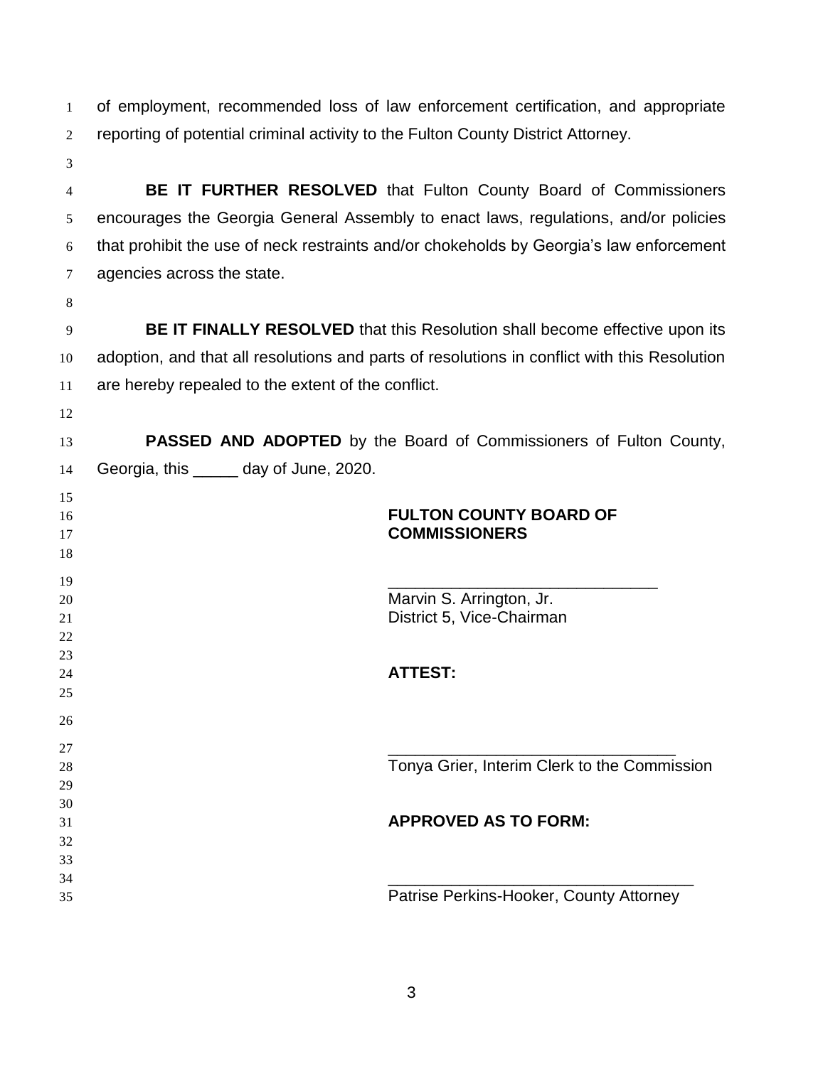of employment, recommended loss of law enforcement certification, and appropriate reporting of potential criminal activity to the Fulton County District Attorney.

**BE IT FURTHER RESOLVED** that Fulton County Board of Commissioners encourages the Georgia General Assembly to enact laws, regulations, and/or policies that prohibit the use of neck restraints and/or chokeholds by Georgia's law enforcement agencies across the state.

**BE IT FINALLY RESOLVED** that this Resolution shall become effective upon its adoption, and that all resolutions and parts of resolutions in conflict with this Resolution are hereby repealed to the extent of the conflict.

**PASSED AND ADOPTED** by the Board of Commissioners of Fulton County, Georgia, this _____ day of June, 2020.

**FULTON COUNTY BOARD OF COMMISSIONERS**

_______________________________
Marvin S. Arrington, Jr.
District 5, Vice-Chairman

**ATTEST:**

_______________________________
Tonya Grier, Interim Clerk to the Commission

**APPROVED AS TO FORM:**

_______________________________
Patrise Perkins-Hooker, County Attorney